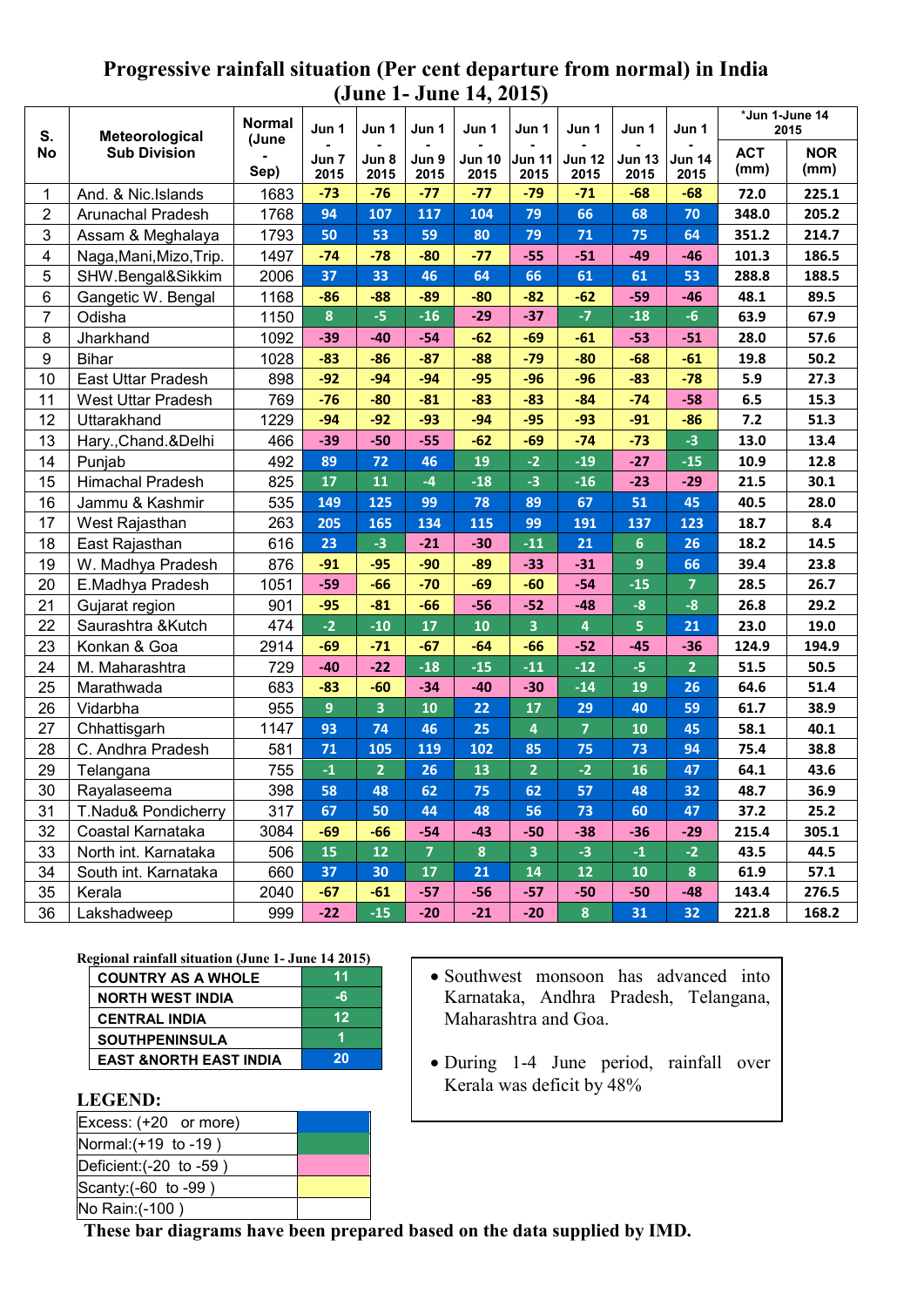# Progressive rainfall situation (Per cent departure from normal) in India (June 1- June 14, 2015)

| S. No | Meteorological Sub Division | Normal (June - Sep) | Jun 1 - Jun 7 2015 | Jun 1 - Jun 8 2015 | Jun 1 - Jun 9 2015 | Jun 1 - Jun 10 2015 | Jun 1 - Jun 11 2015 | Jun 1 - Jun 12 2015 | Jun 1 - Jun 13 2015 | Jun 1 - Jun 14 2015 | *Jun 1-June 14 2015 ACT (mm) | NOR (mm) |
|---|---|---|---|---|---|---|---|---|---|---|---|---|
| 1 | And. & Nic.Islands | 1683 | -73 | -76 | -77 | -77 | -79 | -71 | -68 | -68 | 72.0 | 225.1 |
| 2 | Arunachal Pradesh | 1768 | 94 | 107 | 117 | 104 | 79 | 66 | 68 | 70 | 348.0 | 205.2 |
| 3 | Assam & Meghalaya | 1793 | 50 | 53 | 59 | 80 | 79 | 71 | 75 | 64 | 351.2 | 214.7 |
| 4 | Naga,Mani,Mizo,Trip. | 1497 | -74 | -78 | -80 | -77 | -55 | -51 | -49 | -46 | 101.3 | 186.5 |
| 5 | SHW.Bengal&Sikkim | 2006 | 37 | 33 | 46 | 64 | 66 | 61 | 61 | 53 | 288.8 | 188.5 |
| 6 | Gangetic W. Bengal | 1168 | -86 | -88 | -89 | -80 | -82 | -62 | -59 | -46 | 48.1 | 89.5 |
| 7 | Odisha | 1150 | 8 | -5 | -16 | -29 | -37 | -7 | -18 | -6 | 63.9 | 67.9 |
| 8 | Jharkhand | 1092 | -39 | -40 | -54 | -62 | -69 | -61 | -53 | -51 | 28.0 | 57.6 |
| 9 | Bihar | 1028 | -83 | -86 | -87 | -88 | -79 | -80 | -68 | -61 | 19.8 | 50.2 |
| 10 | East Uttar Pradesh | 898 | -92 | -94 | -94 | -95 | -96 | -96 | -83 | -78 | 5.9 | 27.3 |
| 11 | West Uttar Pradesh | 769 | -76 | -80 | -81 | -83 | -83 | -84 | -74 | -58 | 6.5 | 15.3 |
| 12 | Uttarakhand | 1229 | -94 | -92 | -93 | -94 | -95 | -93 | -91 | -86 | 7.2 | 51.3 |
| 13 | Hary.,Chand.&Delhi | 466 | -39 | -50 | -55 | -62 | -69 | -74 | -73 | -3 | 13.0 | 13.4 |
| 14 | Punjab | 492 | 89 | 72 | 46 | 19 | -2 | -19 | -27 | -15 | 10.9 | 12.8 |
| 15 | Himachal Pradesh | 825 | 17 | 11 | -4 | -18 | -3 | -16 | -23 | -29 | 21.5 | 30.1 |
| 16 | Jammu & Kashmir | 535 | 149 | 125 | 99 | 78 | 89 | 67 | 51 | 45 | 40.5 | 28.0 |
| 17 | West Rajasthan | 263 | 205 | 165 | 134 | 115 | 99 | 191 | 137 | 123 | 18.7 | 8.4 |
| 18 | East Rajasthan | 616 | 23 | -3 | -21 | -30 | -11 | 21 | 6 | 26 | 18.2 | 14.5 |
| 19 | W. Madhya Pradesh | 876 | -91 | -95 | -90 | -89 | -33 | -31 | 9 | 66 | 39.4 | 23.8 |
| 20 | E.Madhya Pradesh | 1051 | -59 | -66 | -70 | -69 | -60 | -54 | -15 | 7 | 28.5 | 26.7 |
| 21 | Gujarat region | 901 | -95 | -81 | -66 | -56 | -52 | -48 | -8 | -8 | 26.8 | 29.2 |
| 22 | Saurashtra &Kutch | 474 | -2 | -10 | 17 | 10 | 3 | 4 | 5 | 21 | 23.0 | 19.0 |
| 23 | Konkan & Goa | 2914 | -69 | -71 | -67 | -64 | -66 | -52 | -45 | -36 | 124.9 | 194.9 |
| 24 | M. Maharashtra | 729 | -40 | -22 | -18 | -15 | -11 | -12 | -5 | 2 | 51.5 | 50.5 |
| 25 | Marathwada | 683 | -83 | -60 | -34 | -40 | -30 | -14 | 19 | 26 | 64.6 | 51.4 |
| 26 | Vidarbha | 955 | 9 | 3 | 10 | 22 | 17 | 29 | 40 | 59 | 61.7 | 38.9 |
| 27 | Chhattisgarh | 1147 | 93 | 74 | 46 | 25 | 4 | 7 | 10 | 45 | 58.1 | 40.1 |
| 28 | C. Andhra Pradesh | 581 | 71 | 105 | 119 | 102 | 85 | 75 | 73 | 94 | 75.4 | 38.8 |
| 29 | Telangana | 755 | -1 | 2 | 26 | 13 | 2 | -2 | 16 | 47 | 64.1 | 43.6 |
| 30 | Rayalaseema | 398 | 58 | 48 | 62 | 75 | 62 | 57 | 48 | 32 | 48.7 | 36.9 |
| 31 | T.Nadu& Pondicherry | 317 | 67 | 50 | 44 | 48 | 56 | 73 | 60 | 47 | 37.2 | 25.2 |
| 32 | Coastal Karnataka | 3084 | -69 | -66 | -54 | -43 | -50 | -38 | -36 | -29 | 215.4 | 305.1 |
| 33 | North int. Karnataka | 506 | 15 | 12 | 7 | 8 | 3 | -3 | -1 | -2 | 43.5 | 44.5 |
| 34 | South int. Karnataka | 660 | 37 | 30 | 17 | 21 | 14 | 12 | 10 | 8 | 61.9 | 57.1 |
| 35 | Kerala | 2040 | -67 | -61 | -57 | -56 | -57 | -50 | -50 | -48 | 143.4 | 276.5 |
| 36 | Lakshadweep | 999 | -22 | -15 | -20 | -21 | -20 | 8 | 31 | 32 | 221.8 | 168.2 |

**Regional rainfall situation (June 1- June 14 2015)**

| | |
|---|---|
| COUNTRY AS A WHOLE | 11 |
| NORTH WEST INDIA | -6 |
| CENTRAL INDIA | 12 |
| SOUTHPENINSULA | 1 |
| EAST &NORTH EAST INDIA | 20 |

- Southwest monsoon has advanced into Karnataka, Andhra Pradesh, Telangana, Maharashtra and Goa.
- During 1-4 June period, rainfall over Kerala was deficit by 48%

**LEGEND:**

| | |
|---|---|
| Excess: (+20 or more) | |
| Normal:(+19 to -19 ) | |
| Deficient:(-20 to -59 ) | |
| Scanty:(-60 to -99 ) | |
| No Rain:(-100 ) | |

**These bar diagrams have been prepared based on the data supplied by IMD.**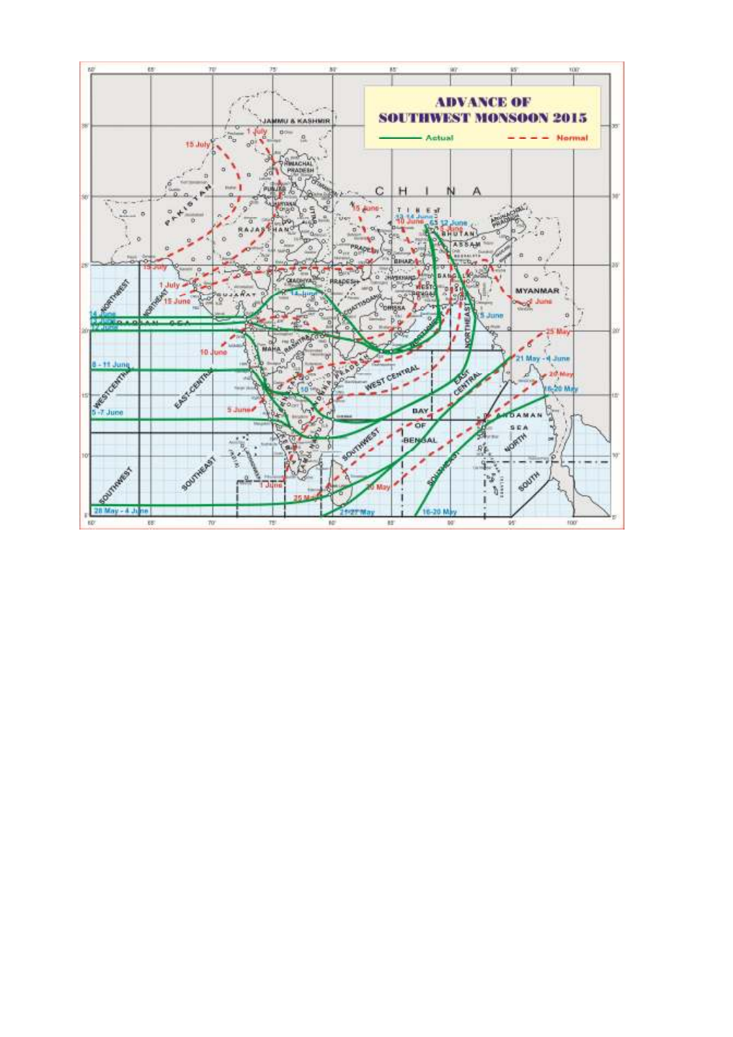ADVANCE OF SOUTHWEST MONSOON 2015

Actual

Normal

JAMMU & KASHMIR

15 July

1 July

HIMACHAL PRADESH

PUNJAB

C H I N A

PAKISTAN

RAJASTHAN

15 June

TIBET

10 June

13 14 June

12 June

BHUTAN

ASSAM

ARUNACHAL PRADESH

BIHAR

15 July

1 July

15 June

GUJARAT

MADHYA PRADESH

14 June

BANGLADESH

MYANMAR

5 June

1 June

14 June

13 June

12 June

ARABIAN SEA

NORTHWEST

NORTHEAST

MAHARASHTRA

CHATTISGARH

ORISSA

WEST BENGAL

JHARKHAND

25 May

10 June

8 - 11 June

WESTCENTRAL

EAST-CENTRAL

WEST CENTRAL

EAST CENTRAL

NORTHEAST

21 May - 4 June

20 May

15-20 May

10

5 June

5 -7 June

BAY OF BENGAL

ANDAMAN SEA

NORTH

SOUTH

SOUTHWEST

SOUTHEAST

SOUTHWEST

SOUTHEAST

1 June

25 May

20 May

28 May - 4 June

21-27 May

16-20 May